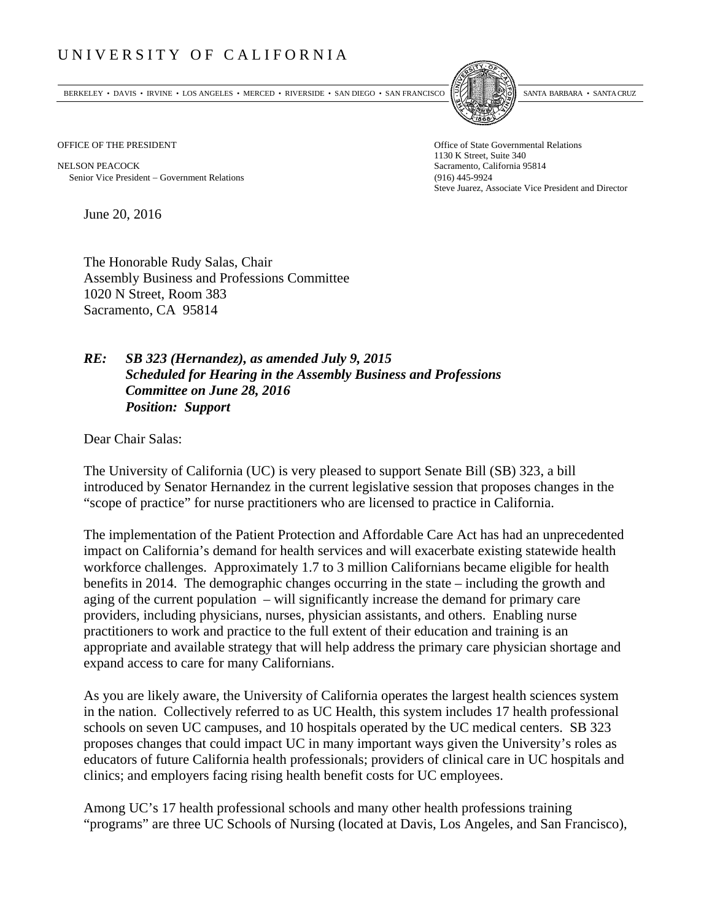# UNIVERSITY OF CALIFORNIA

BERKELEY • DAVIS • IRVINE • LOS ANGELES • MERCED • RIVERSIDE • SAN DIEGO • SAN FRANCISCO SANTA BARBARA • SANTA CRUZ

OFFICE OF THE PRESIDENT

NELSON PEACOCK
Senior Vice President – Government Relations

Office of State Governmental Relations
1130 K Street, Suite 340
Sacramento, California 95814
(916) 445-9924
Steve Juarez, Associate Vice President and Director

June 20, 2016

The Honorable Rudy Salas, Chair
Assembly Business and Professions Committee
1020 N Street, Room 383
Sacramento, CA 95814

***RE: SB 323 (Hernandez), as amended July 9, 2015***
***Scheduled for Hearing in the Assembly Business and Professions Committee on June 28, 2016***
***Position: Support***

Dear Chair Salas:

The University of California (UC) is very pleased to support Senate Bill (SB) 323, a bill introduced by Senator Hernandez in the current legislative session that proposes changes in the "scope of practice" for nurse practitioners who are licensed to practice in California.

The implementation of the Patient Protection and Affordable Care Act has had an unprecedented impact on California's demand for health services and will exacerbate existing statewide health workforce challenges. Approximately 1.7 to 3 million Californians became eligible for health benefits in 2014. The demographic changes occurring in the state – including the growth and aging of the current population – will significantly increase the demand for primary care providers, including physicians, nurses, physician assistants, and others. Enabling nurse practitioners to work and practice to the full extent of their education and training is an appropriate and available strategy that will help address the primary care physician shortage and expand access to care for many Californians.

As you are likely aware, the University of California operates the largest health sciences system in the nation. Collectively referred to as UC Health, this system includes 17 health professional schools on seven UC campuses, and 10 hospitals operated by the UC medical centers. SB 323 proposes changes that could impact UC in many important ways given the University's roles as educators of future California health professionals; providers of clinical care in UC hospitals and clinics; and employers facing rising health benefit costs for UC employees.

Among UC's 17 health professional schools and many other health professions training "programs" are three UC Schools of Nursing (located at Davis, Los Angeles, and San Francisco),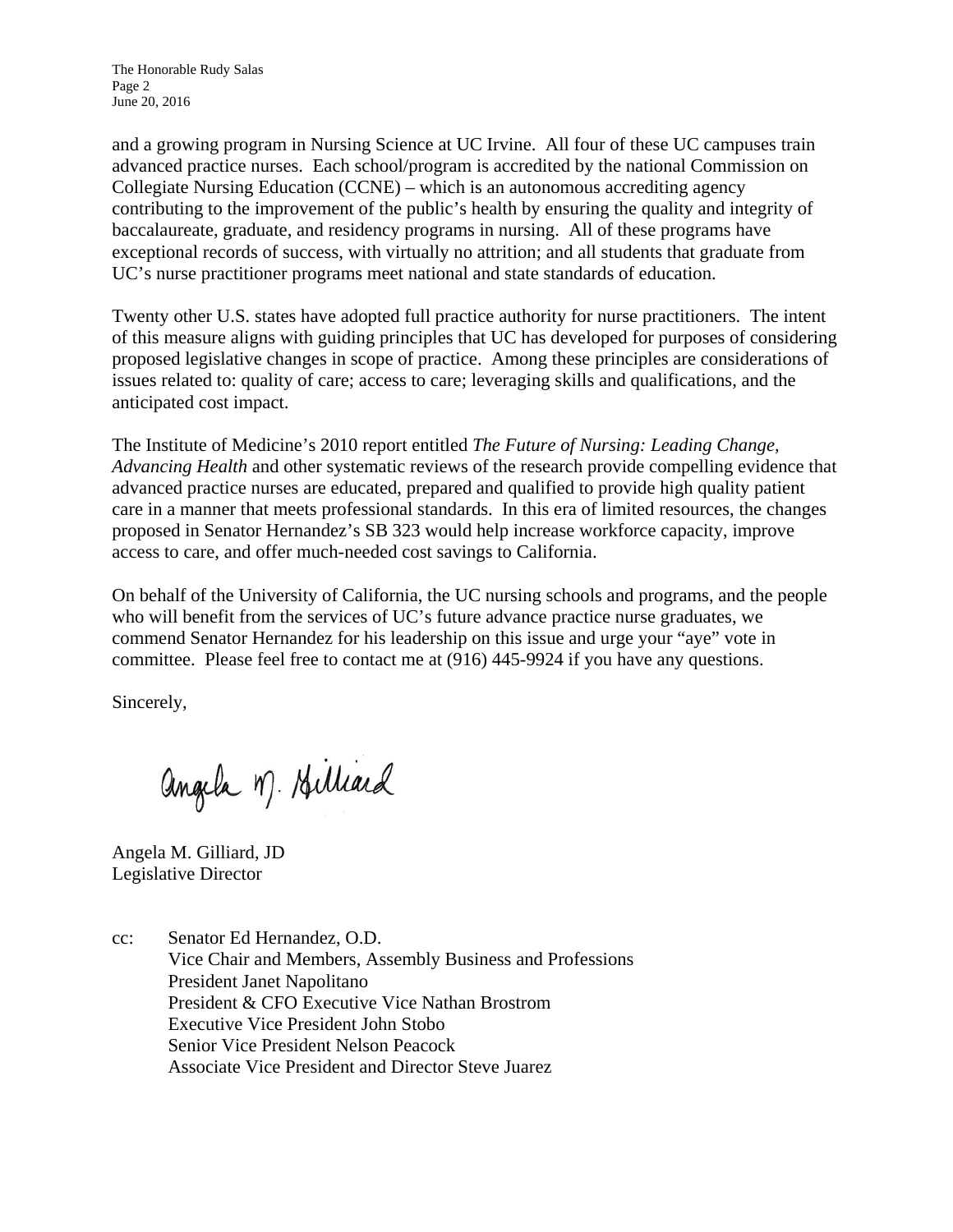and a growing program in Nursing Science at UC Irvine. All four of these UC campuses train advanced practice nurses. Each school/program is accredited by the national Commission on Collegiate Nursing Education (CCNE) – which is an autonomous accrediting agency contributing to the improvement of the public's health by ensuring the quality and integrity of baccalaureate, graduate, and residency programs in nursing. All of these programs have exceptional records of success, with virtually no attrition; and all students that graduate from UC's nurse practitioner programs meet national and state standards of education.

Twenty other U.S. states have adopted full practice authority for nurse practitioners. The intent of this measure aligns with guiding principles that UC has developed for purposes of considering proposed legislative changes in scope of practice. Among these principles are considerations of issues related to: quality of care; access to care; leveraging skills and qualifications, and the anticipated cost impact.

The Institute of Medicine's 2010 report entitled *The Future of Nursing: Leading Change, Advancing Health* and other systematic reviews of the research provide compelling evidence that advanced practice nurses are educated, prepared and qualified to provide high quality patient care in a manner that meets professional standards. In this era of limited resources, the changes proposed in Senator Hernandez's SB 323 would help increase workforce capacity, improve access to care, and offer much-needed cost savings to California.

On behalf of the University of California, the UC nursing schools and programs, and the people who will benefit from the services of UC's future advance practice nurse graduates, we commend Senator Hernandez for his leadership on this issue and urge your "aye" vote in committee. Please feel free to contact me at (916) 445-9924 if you have any questions.

Sincerely,

Angela M. Gilliard

Angela M. Gilliard, JD
Legislative Director

cc: Senator Ed Hernandez, O.D.
Vice Chair and Members, Assembly Business and Professions
President Janet Napolitano
President & CFO Executive Vice Nathan Brostrom
Executive Vice President John Stobo
Senior Vice President Nelson Peacock
Associate Vice President and Director Steve Juarez